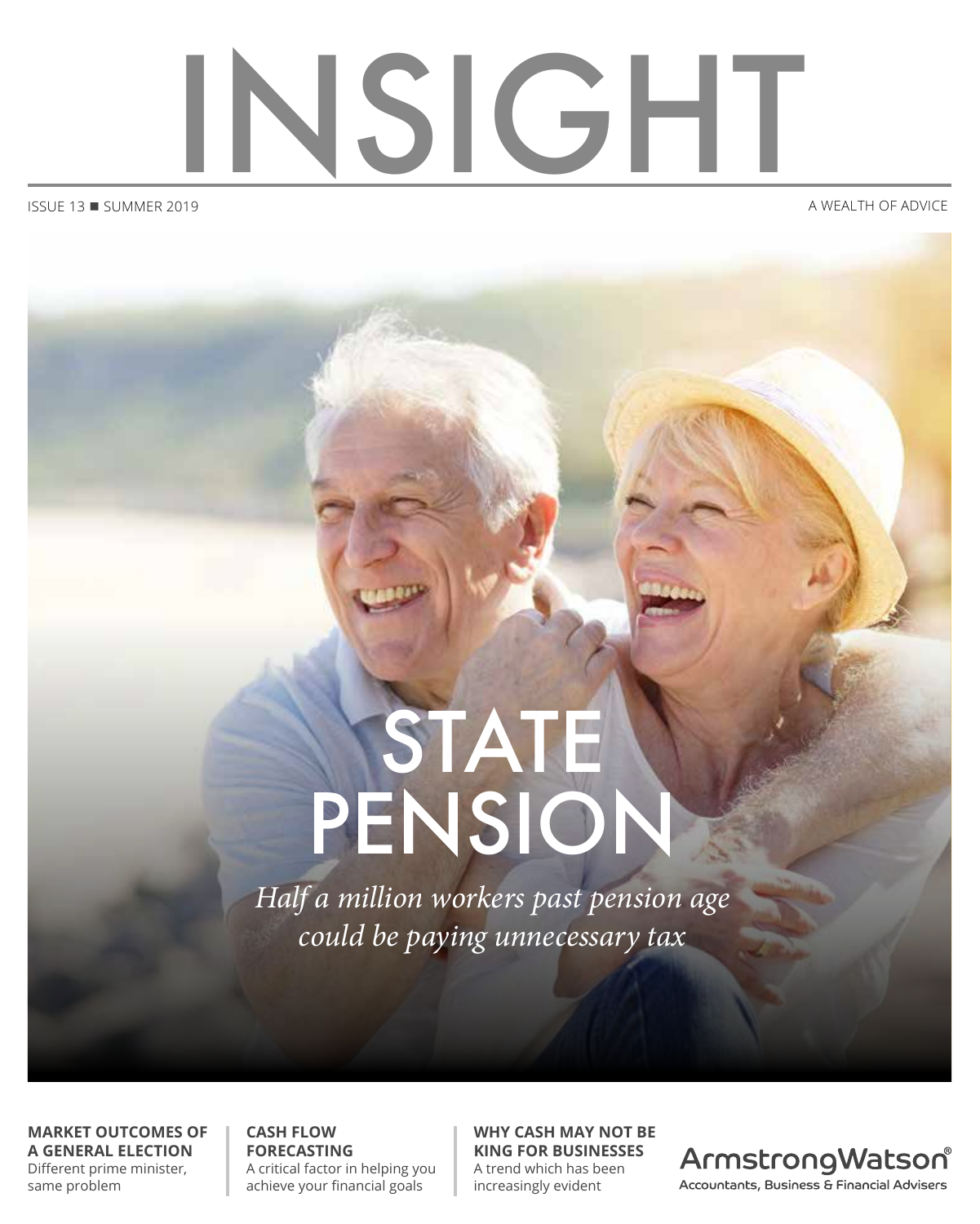# INSIGHT

ISSUE 13 ■ SUMMER 2019

A WEALTH OF ADVICE

## STATE PENSION

*Half a million workers past pension age could be paying unnecessary tax*

**MARKET OUTCOMES OF A GENERAL ELECTION**
Different prime minister, same problem

**CASH FLOW FORECASTING**
A critical factor in helping you achieve your financial goals

**WHY CASH MAY NOT BE KING FOR BUSINESSES**
A trend which has been increasingly evident

ArmstrongWatson®
Accountants, Business & Financial Advisers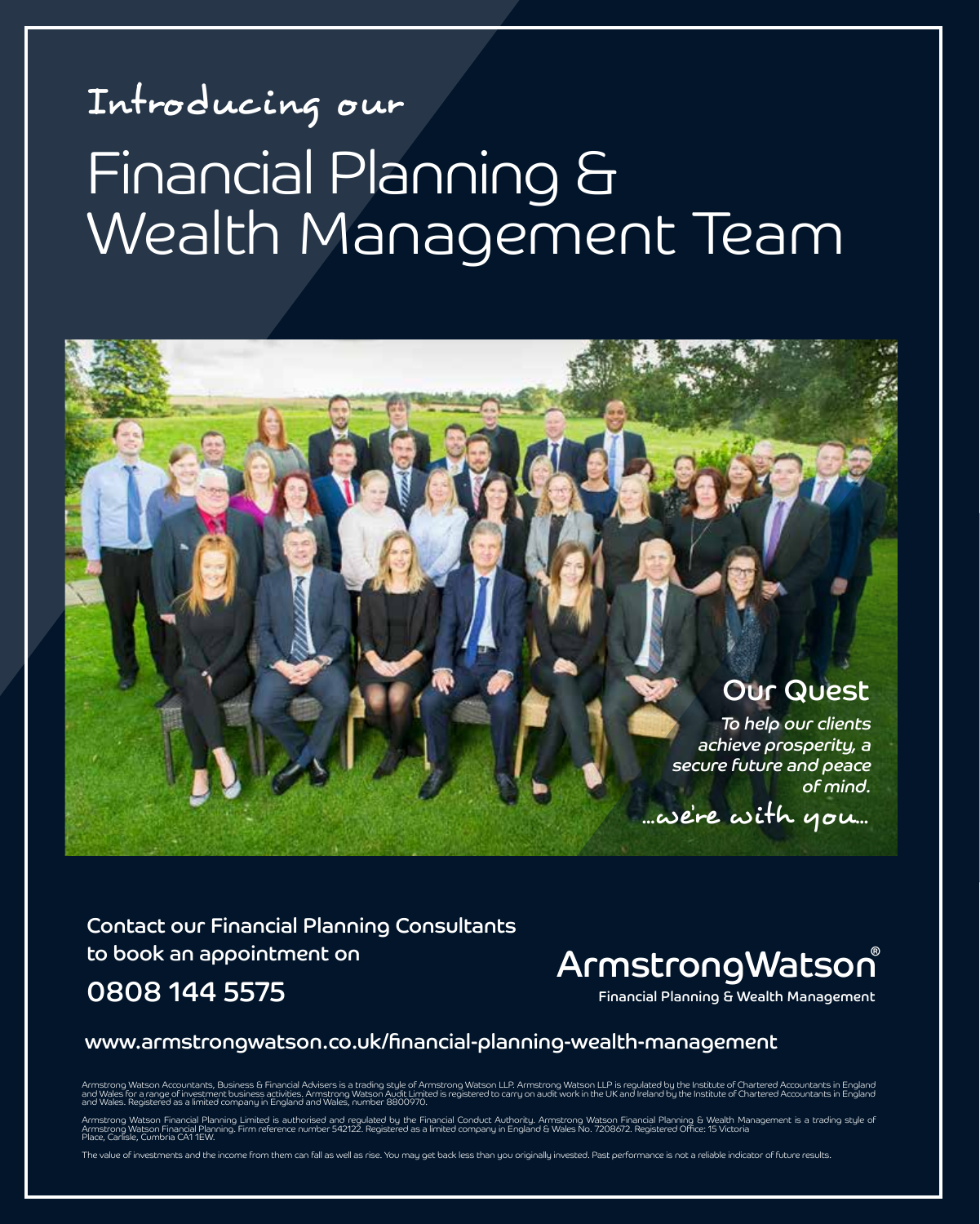Introducing our

# Financial Planning & Wealth Management Team

## Our Quest

*To help our clients achieve prosperity, a secure future and peace of mind.*

...we're with you...

Contact our Financial Planning Consultants to book an appointment on

**0808 144 5575**

ArmstrongWatson®
Financial Planning & Wealth Management

www.armstrongwatson.co.uk/financial-planning-wealth-management

Armstrong Watson Accountants, Business & Financial Advisers is a trading style of Armstrong Watson LLP. Armstrong Watson LLP is regulated by the Institute of Chartered Accountants in England and Wales for a range of investment business activities. Armstrong Watson Audit Limited is registered to carry on audit work in the UK and Ireland by the Institute of Chartered Accountants in England and Wales. Registered as a limited company in England and Wales, number 8800970.

Armstrong Watson Financial Planning Limited is authorised and regulated by the Financial Conduct Authority. Armstrong Watson Financial Planning & Wealth Management is a trading style of Armstrong Watson Financial Planning. Firm reference number 542122. Registered as a limited company in England & Wales No. 7208672. Registered Office: 15 Victoria Place, Carlisle, Cumbria CA1 1EW.

The value of investments and the income from them can fall as well as rise. You may get back less than you originally invested. Past performance is not a reliable indicator of future results.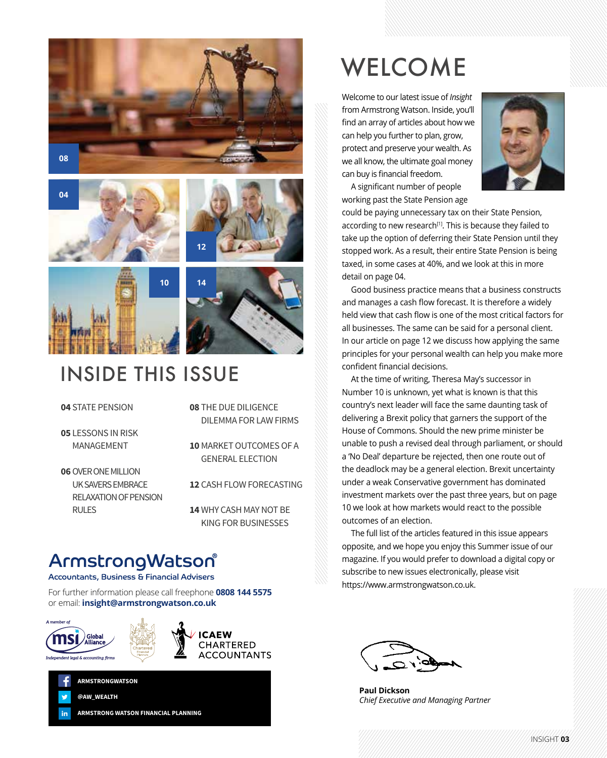# INSIDE THIS ISSUE

**04** STATE PENSION

**05** LESSONS IN RISK MANAGEMENT

**06** OVER ONE MILLION UK SAVERS EMBRACE RELAXATION OF PENSION RULES

**08** THE DUE DILIGENCE DILEMMA FOR LAW FIRMS

**10** MARKET OUTCOMES OF A GENERAL ELECTION

**12** CASH FLOW FORECASTING

**14** WHY CASH MAY NOT BE KING FOR BUSINESSES

**ArmstrongWatson®**
Accountants, Business & Financial Advisers

For further information please call freephone **0808 144 5575**
or email: **insight@armstrongwatson.co.uk**

A member of msi Global Alliance – Independent legal & accounting firms

ICAEW CHARTERED ACCOUNTANTS

**ARMSTRONGWATSON**

**@AW_WEALTH**

**ARMSTRONG WATSON FINANCIAL PLANNING**

# WELCOME

Welcome to our latest issue of *Insight* from Armstrong Watson. Inside, you'll find an array of articles about how we can help you further to plan, grow, protect and preserve your wealth. As we all know, the ultimate goal money can buy is financial freedom.

A significant number of people working past the State Pension age could be paying unnecessary tax on their State Pension, according to new research[1]. This is because they failed to take up the option of deferring their State Pension until they stopped work. As a result, their entire State Pension is being taxed, in some cases at 40%, and we look at this in more detail on page 04.

Good business practice means that a business constructs and manages a cash flow forecast. It is therefore a widely held view that cash flow is one of the most critical factors for all businesses. The same can be said for a personal client. In our article on page 12 we discuss how applying the same principles for your personal wealth can help you make more confident financial decisions.

At the time of writing, Theresa May's successor in Number 10 is unknown, yet what is known is that this country's next leader will face the same daunting task of delivering a Brexit policy that garners the support of the House of Commons. Should the new prime minister be unable to push a revised deal through parliament, or should a 'No Deal' departure be rejected, then one route out of the deadlock may be a general election. Brexit uncertainty under a weak Conservative government has dominated investment markets over the past three years, but on page 10 we look at how markets would react to the possible outcomes of an election.

The full list of the articles featured in this issue appears opposite, and we hope you enjoy this Summer issue of our magazine. If you would prefer to download a digital copy or subscribe to new issues electronically, please visit https://www.armstrongwatson.co.uk.

**Paul Dickson**
*Chief Executive and Managing Partner*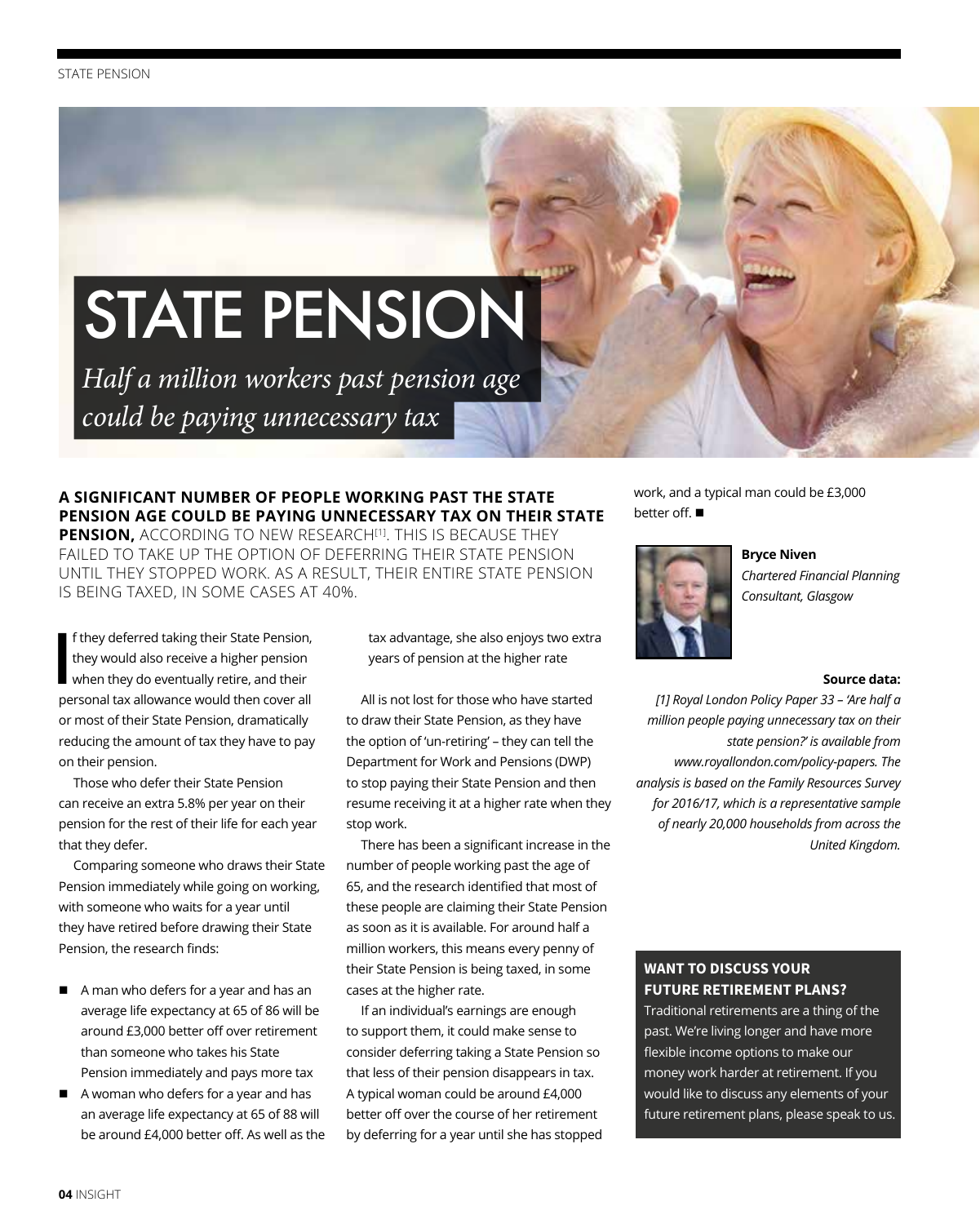# STATE PENSION

*Half a million workers past pension age could be paying unnecessary tax*

**A SIGNIFICANT NUMBER OF PEOPLE WORKING PAST THE STATE PENSION AGE COULD BE PAYING UNNECESSARY TAX ON THEIR STATE PENSION,** ACCORDING TO NEW RESEARCH[1]. THIS IS BECAUSE THEY FAILED TO TAKE UP THE OPTION OF DEFERRING THEIR STATE PENSION UNTIL THEY STOPPED WORK. AS A RESULT, THEIR ENTIRE STATE PENSION IS BEING TAXED, IN SOME CASES AT 40%.

If they deferred taking their State Pension, they would also receive a higher pension when they do eventually retire, and their personal tax allowance would then cover all or most of their State Pension, dramatically reducing the amount of tax they have to pay on their pension.

Those who defer their State Pension can receive an extra 5.8% per year on their pension for the rest of their life for each year that they defer.

Comparing someone who draws their State Pension immediately while going on working, with someone who waits for a year until they have retired before drawing their State Pension, the research finds:

- A man who defers for a year and has an average life expectancy at 65 of 86 will be around £3,000 better off over retirement than someone who takes his State Pension immediately and pays more tax
- A woman who defers for a year and has an average life expectancy at 65 of 88 will be around £4,000 better off. As well as the tax advantage, she also enjoys two extra years of pension at the higher rate

All is not lost for those who have started to draw their State Pension, as they have the option of 'un-retiring' – they can tell the Department for Work and Pensions (DWP) to stop paying their State Pension and then resume receiving it at a higher rate when they stop work.

There has been a significant increase in the number of people working past the age of 65, and the research identified that most of these people are claiming their State Pension as soon as it is available. For around half a million workers, this means every penny of their State Pension is being taxed, in some cases at the higher rate.

If an individual's earnings are enough to support them, it could make sense to consider deferring taking a State Pension so that less of their pension disappears in tax. A typical woman could be around £4,000 better off over the course of her retirement by deferring for a year until she has stopped work, and a typical man could be £3,000 better off. ■

**Bryce Niven**
*Chartered Financial Planning Consultant, Glasgow*

**Source data:**

*[1] Royal London Policy Paper 33 – 'Are half a million people paying unnecessary tax on their state pension?' is available from www.royallondon.com/policy-papers. The analysis is based on the Family Resources Survey for 2016/17, which is a representative sample of nearly 20,000 households from across the United Kingdom.*

**WANT TO DISCUSS YOUR FUTURE RETIREMENT PLANS?**

Traditional retirements are a thing of the past. We're living longer and have more flexible income options to make our money work harder at retirement. If you would like to discuss any elements of your future retirement plans, please speak to us.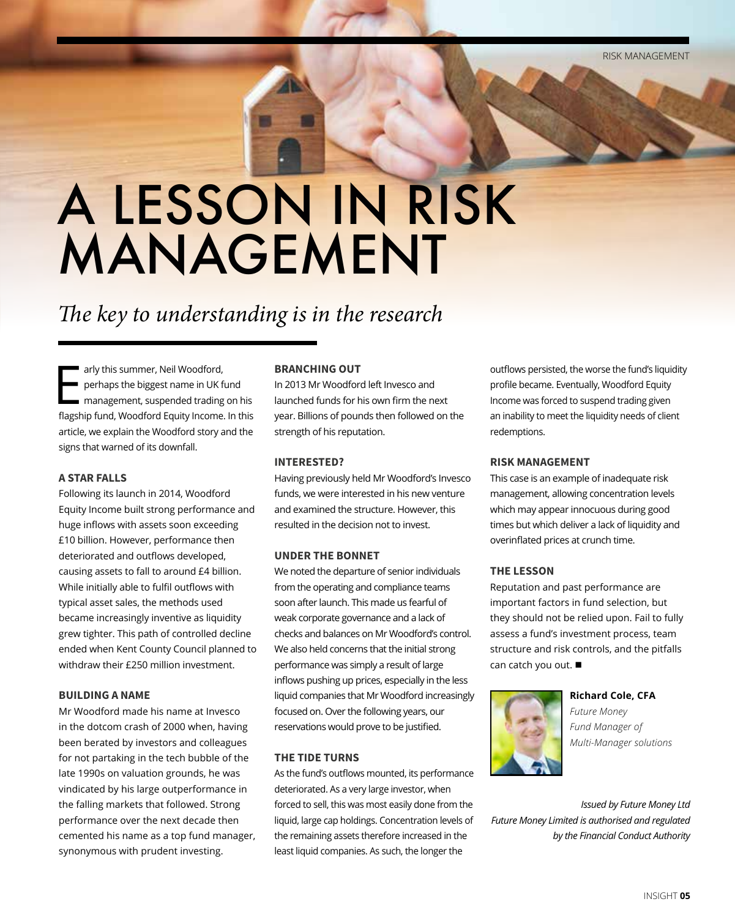# A LESSON IN RISK MANAGEMENT

*The key to understanding is in the research*

Early this summer, Neil Woodford, perhaps the biggest name in UK fund management, suspended trading on his flagship fund, Woodford Equity Income. In this article, we explain the Woodford story and the signs that warned of its downfall.

**A STAR FALLS**

Following its launch in 2014, Woodford Equity Income built strong performance and huge inflows with assets soon exceeding £10 billion. However, performance then deteriorated and outflows developed, causing assets to fall to around £4 billion. While initially able to fulfil outflows with typical asset sales, the methods used became increasingly inventive as liquidity grew tighter. This path of controlled decline ended when Kent County Council planned to withdraw their £250 million investment.

**BUILDING A NAME**

Mr Woodford made his name at Invesco in the dotcom crash of 2000 when, having been berated by investors and colleagues for not partaking in the tech bubble of the late 1990s on valuation grounds, he was vindicated by his large outperformance in the falling markets that followed. Strong performance over the next decade then cemented his name as a top fund manager, synonymous with prudent investing.

**BRANCHING OUT**

In 2013 Mr Woodford left Invesco and launched funds for his own firm the next year. Billions of pounds then followed on the strength of his reputation.

**INTERESTED?**

Having previously held Mr Woodford's Invesco funds, we were interested in his new venture and examined the structure. However, this resulted in the decision not to invest.

**UNDER THE BONNET**

We noted the departure of senior individuals from the operating and compliance teams soon after launch. This made us fearful of weak corporate governance and a lack of checks and balances on Mr Woodford's control. We also held concerns that the initial strong performance was simply a result of large inflows pushing up prices, especially in the less liquid companies that Mr Woodford increasingly focused on. Over the following years, our reservations would prove to be justified.

**THE TIDE TURNS**

As the fund's outflows mounted, its performance deteriorated. As a very large investor, when forced to sell, this was most easily done from the liquid, large cap holdings. Concentration levels of the remaining assets therefore increased in the least liquid companies. As such, the longer the outflows persisted, the worse the fund's liquidity profile became. Eventually, Woodford Equity Income was forced to suspend trading given an inability to meet the liquidity needs of client redemptions.

**RISK MANAGEMENT**

This case is an example of inadequate risk management, allowing concentration levels which may appear innocuous during good times but which deliver a lack of liquidity and overinflated prices at crunch time.

**THE LESSON**

Reputation and past performance are important factors in fund selection, but they should not be relied upon. Fail to fully assess a fund's investment process, team structure and risk controls, and the pitfalls can catch you out. ■

**Richard Cole, CFA**
*Future Money*
*Fund Manager of*
*Multi-Manager solutions*

*Issued by Future Money Ltd*
*Future Money Limited is authorised and regulated by the Financial Conduct Authority*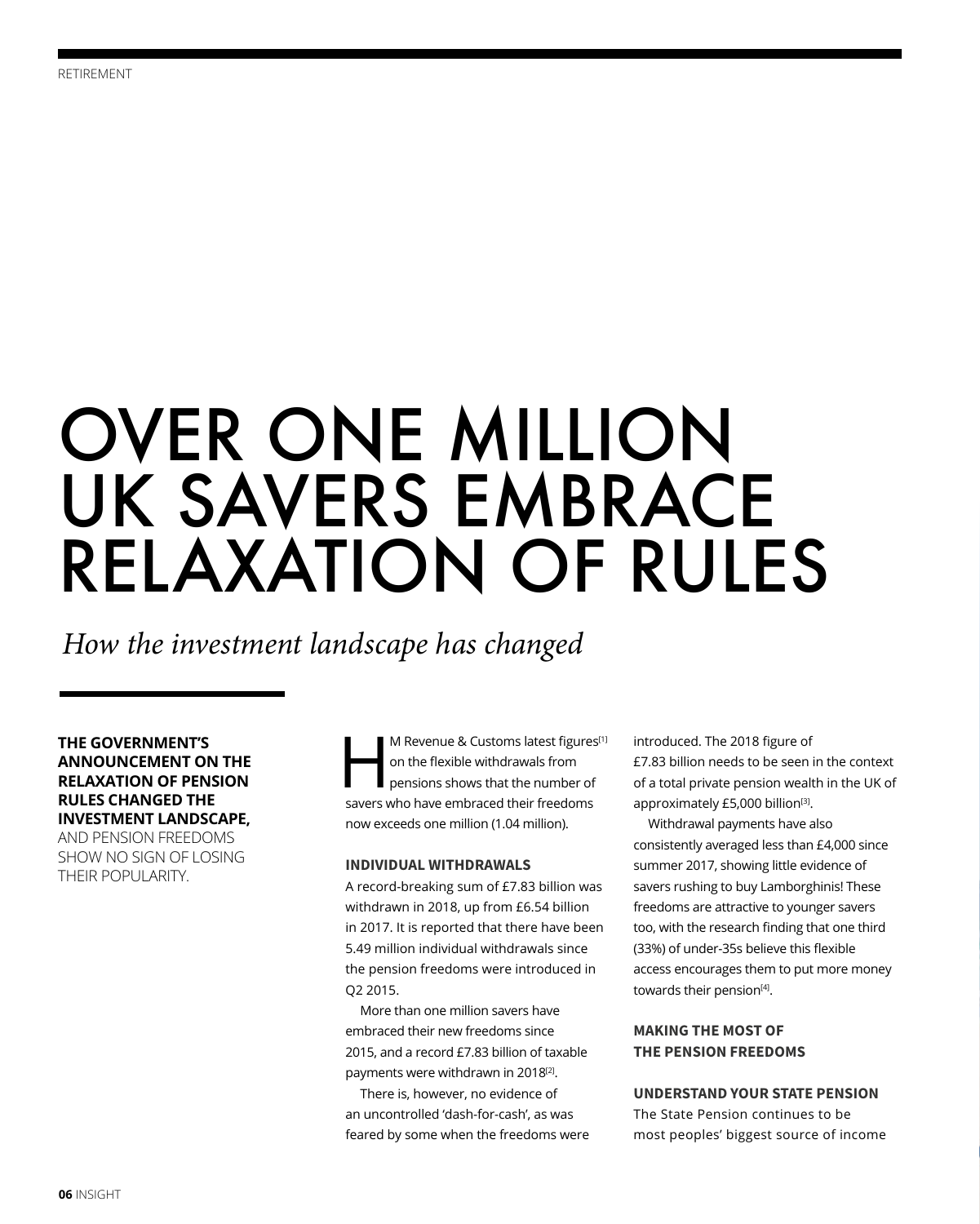# OVER ONE MILLION UK SAVERS EMBRACE RELAXATION OF RULES

*How the investment landscape has changed*

**THE GOVERNMENT'S ANNOUNCEMENT ON THE RELAXATION OF PENSION RULES CHANGED THE INVESTMENT LANDSCAPE,** AND PENSION FREEDOMS SHOW NO SIGN OF LOSING THEIR POPULARITY.

HM Revenue & Customs latest figures[1] on the flexible withdrawals from pensions shows that the number of savers who have embraced their freedoms now exceeds one million (1.04 million).

### INDIVIDUAL WITHDRAWALS

A record-breaking sum of £7.83 billion was withdrawn in 2018, up from £6.54 billion in 2017. It is reported that there have been 5.49 million individual withdrawals since the pension freedoms were introduced in Q2 2015.

More than one million savers have embraced their new freedoms since 2015, and a record £7.83 billion of taxable payments were withdrawn in 2018[2].

There is, however, no evidence of an uncontrolled 'dash-for-cash', as was feared by some when the freedoms were introduced. The 2018 figure of £7.83 billion needs to be seen in the context of a total private pension wealth in the UK of approximately £5,000 billion[3].

Withdrawal payments have also consistently averaged less than £4,000 since summer 2017, showing little evidence of savers rushing to buy Lamborghinis! These freedoms are attractive to younger savers too, with the research finding that one third (33%) of under-35s believe this flexible access encourages them to put more money towards their pension[4].

### MAKING THE MOST OF THE PENSION FREEDOMS

### UNDERSTAND YOUR STATE PENSION

The State Pension continues to be most peoples' biggest source of income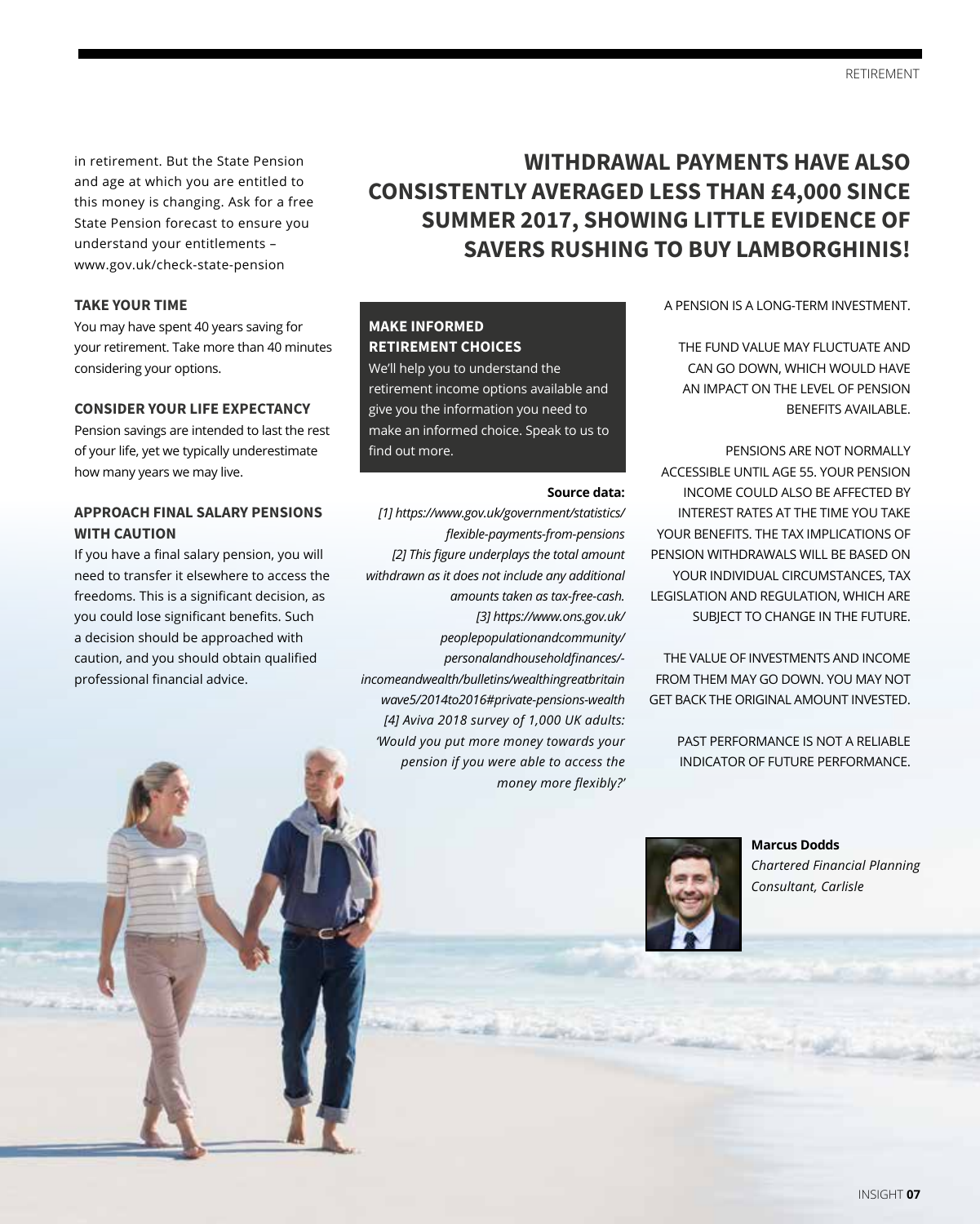in retirement. But the State Pension and age at which you are entitled to this money is changing. Ask for a free State Pension forecast to ensure you understand your entitlements – www.gov.uk/check-state-pension

**TAKE YOUR TIME**

You may have spent 40 years saving for your retirement. Take more than 40 minutes considering your options.

**CONSIDER YOUR LIFE EXPECTANCY**

Pension savings are intended to last the rest of your life, yet we typically underestimate how many years we may live.

**APPROACH FINAL SALARY PENSIONS WITH CAUTION**

If you have a final salary pension, you will need to transfer it elsewhere to access the freedoms. This is a significant decision, as you could lose significant benefits. Such a decision should be approached with caution, and you should obtain qualified professional financial advice.

## WITHDRAWAL PAYMENTS HAVE ALSO CONSISTENTLY AVERAGED LESS THAN £4,000 SINCE SUMMER 2017, SHOWING LITTLE EVIDENCE OF SAVERS RUSHING TO BUY LAMBORGHINIS!

**MAKE INFORMED RETIREMENT CHOICES**

We'll help you to understand the retirement income options available and give you the information you need to make an informed choice. Speak to us to find out more.

**Source data:**

*[1] https://www.gov.uk/government/statistics/flexible-payments-from-pensions*
*[2] This figure underplays the total amount withdrawn as it does not include any additional amounts taken as tax-free-cash.*
*[3] https://www.ons.gov.uk/peoplepopulationandcommunity/personalandhouseholdfinances/-incomeandwealth/bulletins/wealthingreatbritainwave5/2014to2016#private-pensions-wealth*
*[4] Aviva 2018 survey of 1,000 UK adults: 'Would you put more money towards your pension if you were able to access the money more flexibly?'*

A PENSION IS A LONG-TERM INVESTMENT.

THE FUND VALUE MAY FLUCTUATE AND CAN GO DOWN, WHICH WOULD HAVE AN IMPACT ON THE LEVEL OF PENSION BENEFITS AVAILABLE.

PENSIONS ARE NOT NORMALLY ACCESSIBLE UNTIL AGE 55. YOUR PENSION INCOME COULD ALSO BE AFFECTED BY INTEREST RATES AT THE TIME YOU TAKE YOUR BENEFITS. THE TAX IMPLICATIONS OF PENSION WITHDRAWALS WILL BE BASED ON YOUR INDIVIDUAL CIRCUMSTANCES, TAX LEGISLATION AND REGULATION, WHICH ARE SUBJECT TO CHANGE IN THE FUTURE.

THE VALUE OF INVESTMENTS AND INCOME FROM THEM MAY GO DOWN. YOU MAY NOT GET BACK THE ORIGINAL AMOUNT INVESTED.

PAST PERFORMANCE IS NOT A RELIABLE INDICATOR OF FUTURE PERFORMANCE.

**Marcus Dodds**
*Chartered Financial Planning Consultant, Carlisle*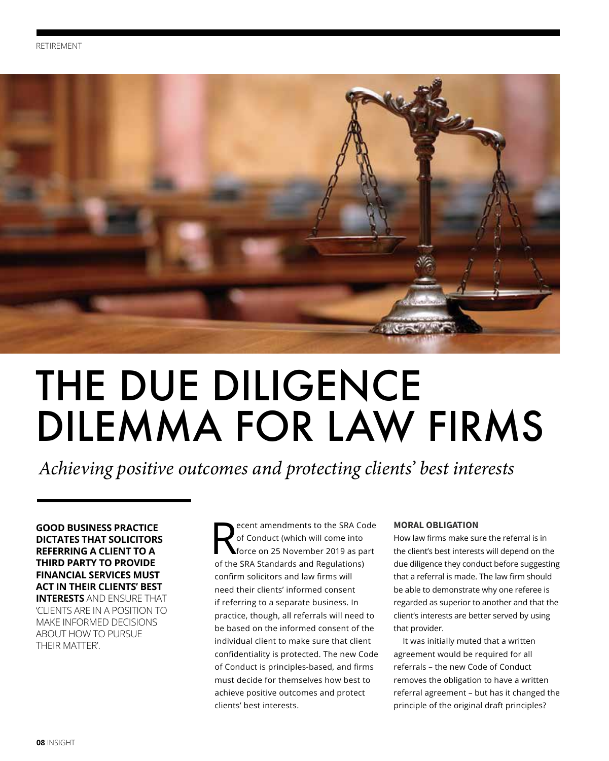# THE DUE DILIGENCE DILEMMA FOR LAW FIRMS

*Achieving positive outcomes and protecting clients' best interests*

**GOOD BUSINESS PRACTICE DICTATES THAT SOLICITORS REFERRING A CLIENT TO A THIRD PARTY TO PROVIDE FINANCIAL SERVICES MUST ACT IN THEIR CLIENTS' BEST INTERESTS** AND ENSURE THAT 'CLIENTS ARE IN A POSITION TO MAKE INFORMED DECISIONS ABOUT HOW TO PURSUE THEIR MATTER'.

Recent amendments to the SRA Code of Conduct (which will come into force on 25 November 2019 as part of the SRA Standards and Regulations) confirm solicitors and law firms will need their clients' informed consent if referring to a separate business. In practice, though, all referrals will need to be based on the informed consent of the individual client to make sure that client confidentiality is protected. The new Code of Conduct is principles-based, and firms must decide for themselves how best to achieve positive outcomes and protect clients' best interests.

**MORAL OBLIGATION**

How law firms make sure the referral is in the client's best interests will depend on the due diligence they conduct before suggesting that a referral is made. The law firm should be able to demonstrate why one referee is regarded as superior to another and that the client's interests are better served by using that provider.

It was initially muted that a written agreement would be required for all referrals – the new Code of Conduct removes the obligation to have a written referral agreement – but has it changed the principle of the original draft principles?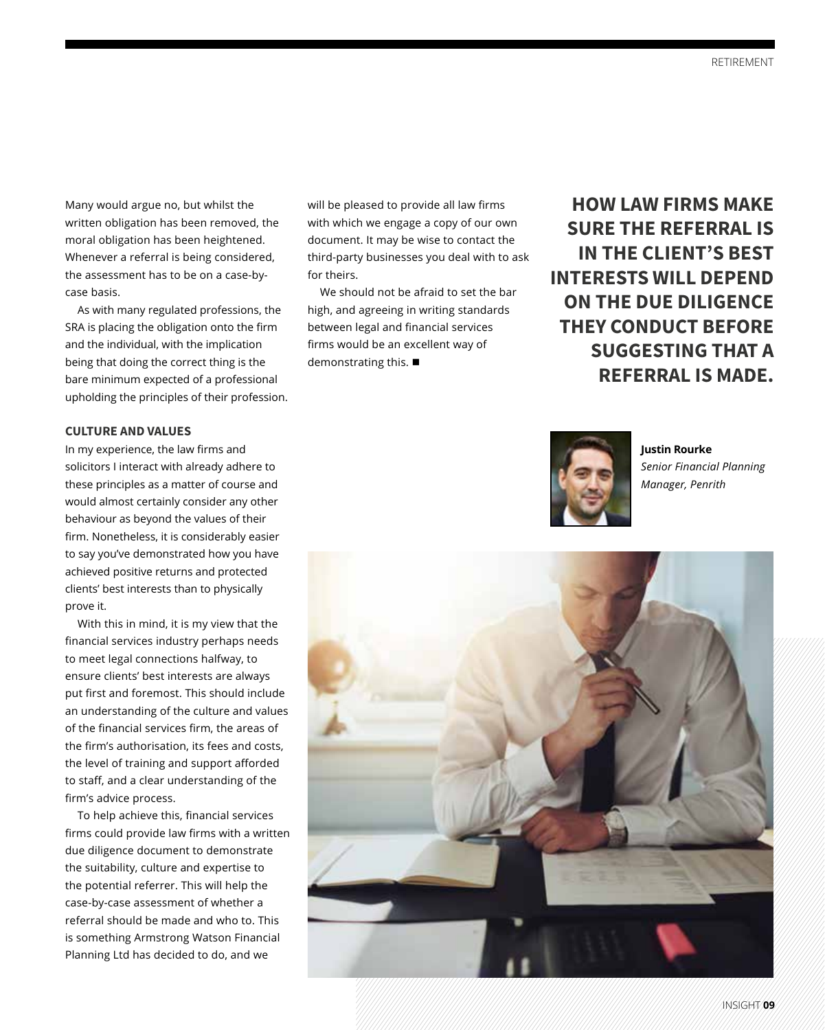Many would argue no, but whilst the written obligation has been removed, the moral obligation has been heightened. Whenever a referral is being considered, the assessment has to be on a case-by-case basis.

As with many regulated professions, the SRA is placing the obligation onto the firm and the individual, with the implication being that doing the correct thing is the bare minimum expected of a professional upholding the principles of their profession.

**CULTURE AND VALUES**

In my experience, the law firms and solicitors I interact with already adhere to these principles as a matter of course and would almost certainly consider any other behaviour as beyond the values of their firm. Nonetheless, it is considerably easier to say you've demonstrated how you have achieved positive returns and protected clients' best interests than to physically prove it.

With this in mind, it is my view that the financial services industry perhaps needs to meet legal connections halfway, to ensure clients' best interests are always put first and foremost. This should include an understanding of the culture and values of the financial services firm, the areas of the firm's authorisation, its fees and costs, the level of training and support afforded to staff, and a clear understanding of the firm's advice process.

To help achieve this, financial services firms could provide law firms with a written due diligence document to demonstrate the suitability, culture and expertise to the potential referrer. This will help the case-by-case assessment of whether a referral should be made and who to. This is something Armstrong Watson Financial Planning Ltd has decided to do, and we will be pleased to provide all law firms with which we engage a copy of our own document. It may be wise to contact the third-party businesses you deal with to ask for theirs.

We should not be afraid to set the bar high, and agreeing in writing standards between legal and financial services firms would be an excellent way of demonstrating this. ■

**HOW LAW FIRMS MAKE SURE THE REFERRAL IS IN THE CLIENT'S BEST INTERESTS WILL DEPEND ON THE DUE DILIGENCE THEY CONDUCT BEFORE SUGGESTING THAT A REFERRAL IS MADE.**

**Justin Rourke**
*Senior Financial Planning Manager, Penrith*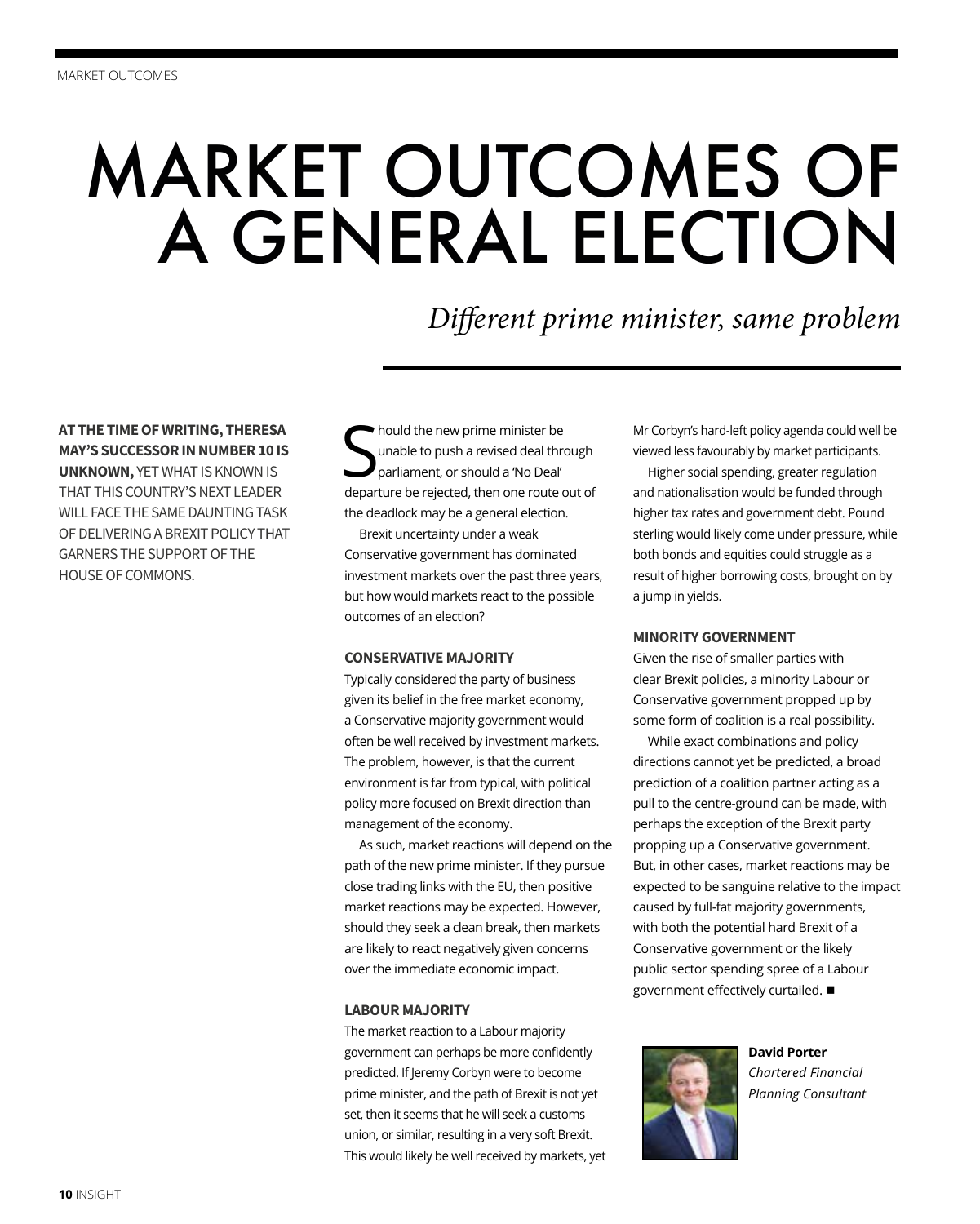# MARKET OUTCOMES OF A GENERAL ELECTION

*Different prime minister, same problem*

**AT THE TIME OF WRITING, THERESA MAY'S SUCCESSOR IN NUMBER 10 IS UNKNOWN,** YET WHAT IS KNOWN IS THAT THIS COUNTRY'S NEXT LEADER WILL FACE THE SAME DAUNTING TASK OF DELIVERING A BREXIT POLICY THAT GARNERS THE SUPPORT OF THE HOUSE OF COMMONS.

Should the new prime minister be unable to push a revised deal through parliament, or should a 'No Deal' departure be rejected, then one route out of the deadlock may be a general election.

Brexit uncertainty under a weak Conservative government has dominated investment markets over the past three years, but how would markets react to the possible outcomes of an election?

### CONSERVATIVE MAJORITY

Typically considered the party of business given its belief in the free market economy, a Conservative majority government would often be well received by investment markets. The problem, however, is that the current environment is far from typical, with political policy more focused on Brexit direction than management of the economy.

As such, market reactions will depend on the path of the new prime minister. If they pursue close trading links with the EU, then positive market reactions may be expected. However, should they seek a clean break, then markets are likely to react negatively given concerns over the immediate economic impact.

### LABOUR MAJORITY

The market reaction to a Labour majority government can perhaps be more confidently predicted. If Jeremy Corbyn were to become prime minister, and the path of Brexit is not yet set, then it seems that he will seek a customs union, or similar, resulting in a very soft Brexit. This would likely be well received by markets, yet Mr Corbyn's hard-left policy agenda could well be viewed less favourably by market participants.

Higher social spending, greater regulation and nationalisation would be funded through higher tax rates and government debt. Pound sterling would likely come under pressure, while both bonds and equities could struggle as a result of higher borrowing costs, brought on by a jump in yields.

### MINORITY GOVERNMENT

Given the rise of smaller parties with clear Brexit policies, a minority Labour or Conservative government propped up by some form of coalition is a real possibility.

While exact combinations and policy directions cannot yet be predicted, a broad prediction of a coalition partner acting as a pull to the centre-ground can be made, with perhaps the exception of the Brexit party propping up a Conservative government. But, in other cases, market reactions may be expected to be sanguine relative to the impact caused by full-fat majority governments, with both the potential hard Brexit of a Conservative government or the likely public sector spending spree of a Labour government effectively curtailed. ■

**David Porter**
*Chartered Financial Planning Consultant*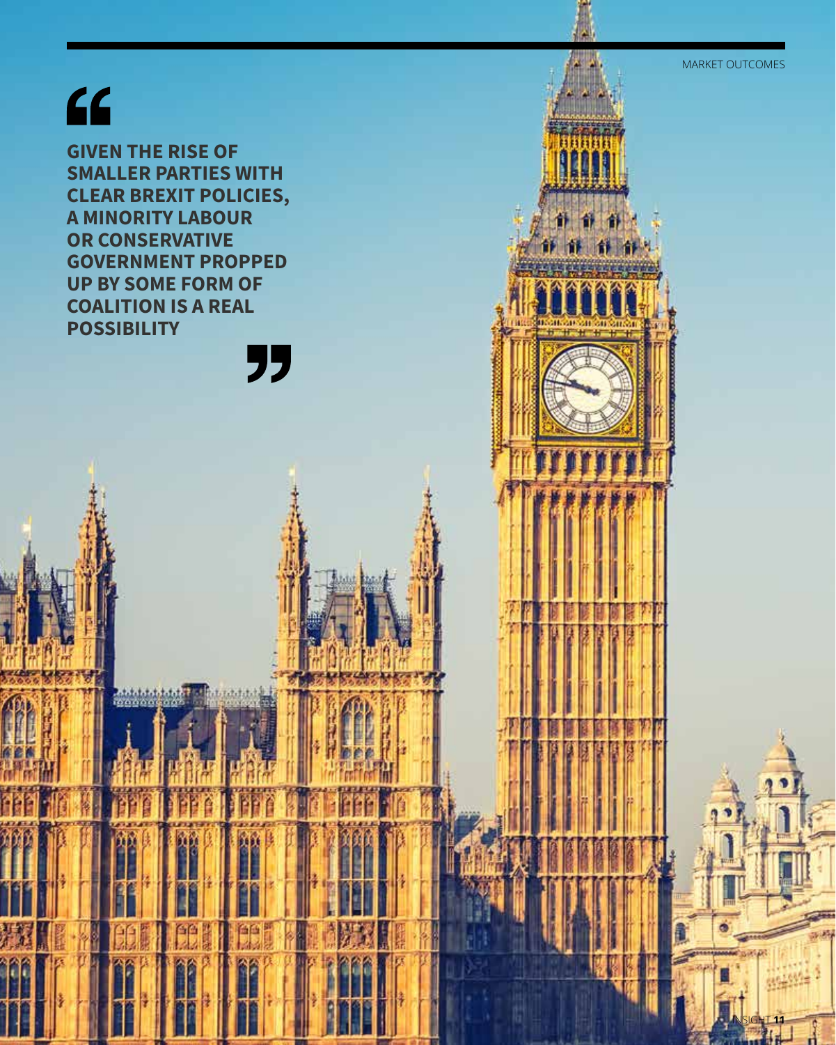> **GIVEN THE RISE OF SMALLER PARTIES WITH CLEAR BREXIT POLICIES, A MINORITY LABOUR OR CONSERVATIVE GOVERNMENT PROPPED UP BY SOME FORM OF COALITION IS A REAL POSSIBILITY**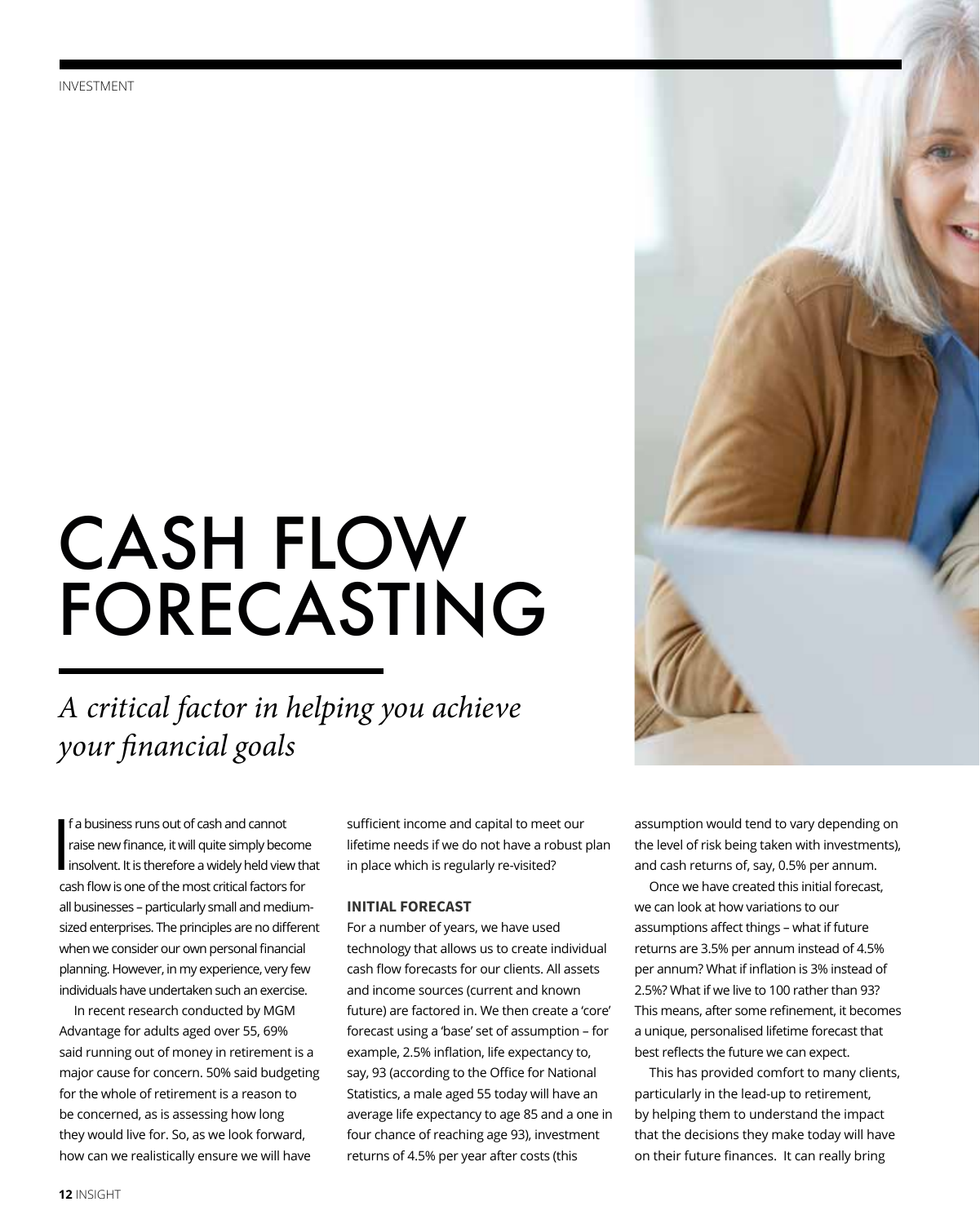# CASH FLOW FORECASTING

*A critical factor in helping you achieve your financial goals*

If a business runs out of cash and cannot raise new finance, it will quite simply become insolvent. It is therefore a widely held view that cash flow is one of the most critical factors for all businesses – particularly small and medium-sized enterprises. The principles are no different when we consider our own personal financial planning. However, in my experience, very few individuals have undertaken such an exercise.

In recent research conducted by MGM Advantage for adults aged over 55, 69% said running out of money in retirement is a major cause for concern. 50% said budgeting for the whole of retirement is a reason to be concerned, as is assessing how long they would live for. So, as we look forward, how can we realistically ensure we will have sufficient income and capital to meet our lifetime needs if we do not have a robust plan in place which is regularly re-visited?

### INITIAL FORECAST

For a number of years, we have used technology that allows us to create individual cash flow forecasts for our clients. All assets and income sources (current and known future) are factored in. We then create a 'core' forecast using a 'base' set of assumption – for example, 2.5% inflation, life expectancy to, say, 93 (according to the Office for National Statistics, a male aged 55 today will have an average life expectancy to age 85 and a one in four chance of reaching age 93), investment returns of 4.5% per year after costs (this assumption would tend to vary depending on the level of risk being taken with investments), and cash returns of, say, 0.5% per annum.

Once we have created this initial forecast, we can look at how variations to our assumptions affect things – what if future returns are 3.5% per annum instead of 4.5% per annum? What if inflation is 3% instead of 2.5%? What if we live to 100 rather than 93? This means, after some refinement, it becomes a unique, personalised lifetime forecast that best reflects the future we can expect.

This has provided comfort to many clients, particularly in the lead-up to retirement, by helping them to understand the impact that the decisions they make today will have on their future finances. It can really bring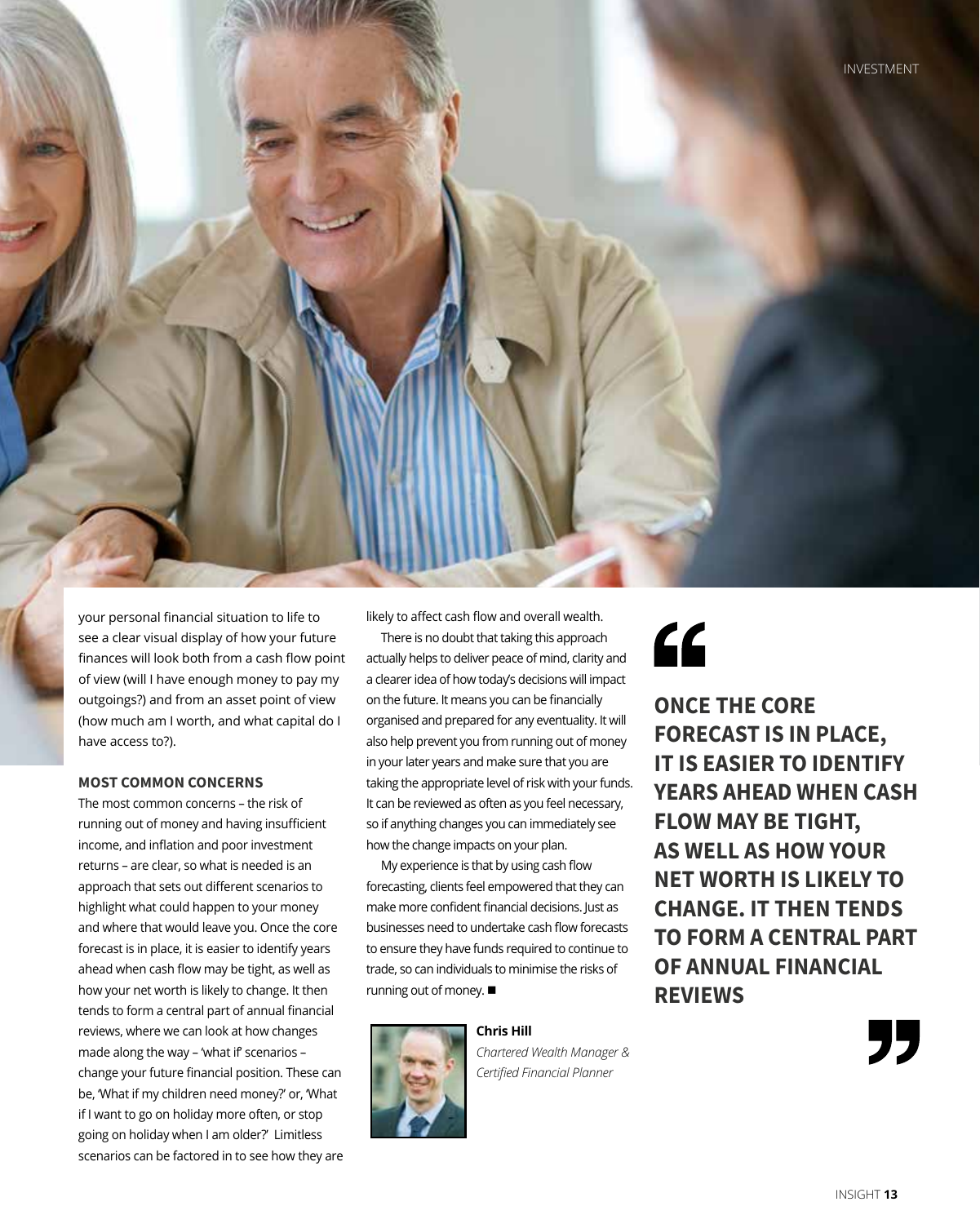your personal financial situation to life to see a clear visual display of how your future finances will look both from a cash flow point of view (will I have enough money to pay my outgoings?) and from an asset point of view (how much am I worth, and what capital do I have access to?).

### MOST COMMON CONCERNS

The most common concerns – the risk of running out of money and having insufficient income, and inflation and poor investment returns – are clear, so what is needed is an approach that sets out different scenarios to highlight what could happen to your money and where that would leave you. Once the core forecast is in place, it is easier to identify years ahead when cash flow may be tight, as well as how your net worth is likely to change. It then tends to form a central part of annual financial reviews, where we can look at how changes made along the way – 'what if' scenarios – change your future financial position. These can be, 'What if my children need money?' or, 'What if I want to go on holiday more often, or stop going on holiday when I am older?' Limitless scenarios can be factored in to see how they are likely to affect cash flow and overall wealth.

There is no doubt that taking this approach actually helps to deliver peace of mind, clarity and a clearer idea of how today's decisions will impact on the future. It means you can be financially organised and prepared for any eventuality. It will also help prevent you from running out of money in your later years and make sure that you are taking the appropriate level of risk with your funds. It can be reviewed as often as you feel necessary, so if anything changes you can immediately see how the change impacts on your plan.

My experience is that by using cash flow forecasting, clients feel empowered that they can make more confident financial decisions. Just as businesses need to undertake cash flow forecasts to ensure they have funds required to continue to trade, so can individuals to minimise the risks of running out of money. ■

**Chris Hill**
*Chartered Wealth Manager & Certified Financial Planner*

> **"ONCE THE CORE FORECAST IS IN PLACE, IT IS EASIER TO IDENTIFY YEARS AHEAD WHEN CASH FLOW MAY BE TIGHT, AS WELL AS HOW YOUR NET WORTH IS LIKELY TO CHANGE. IT THEN TENDS TO FORM A CENTRAL PART OF ANNUAL FINANCIAL REVIEWS"**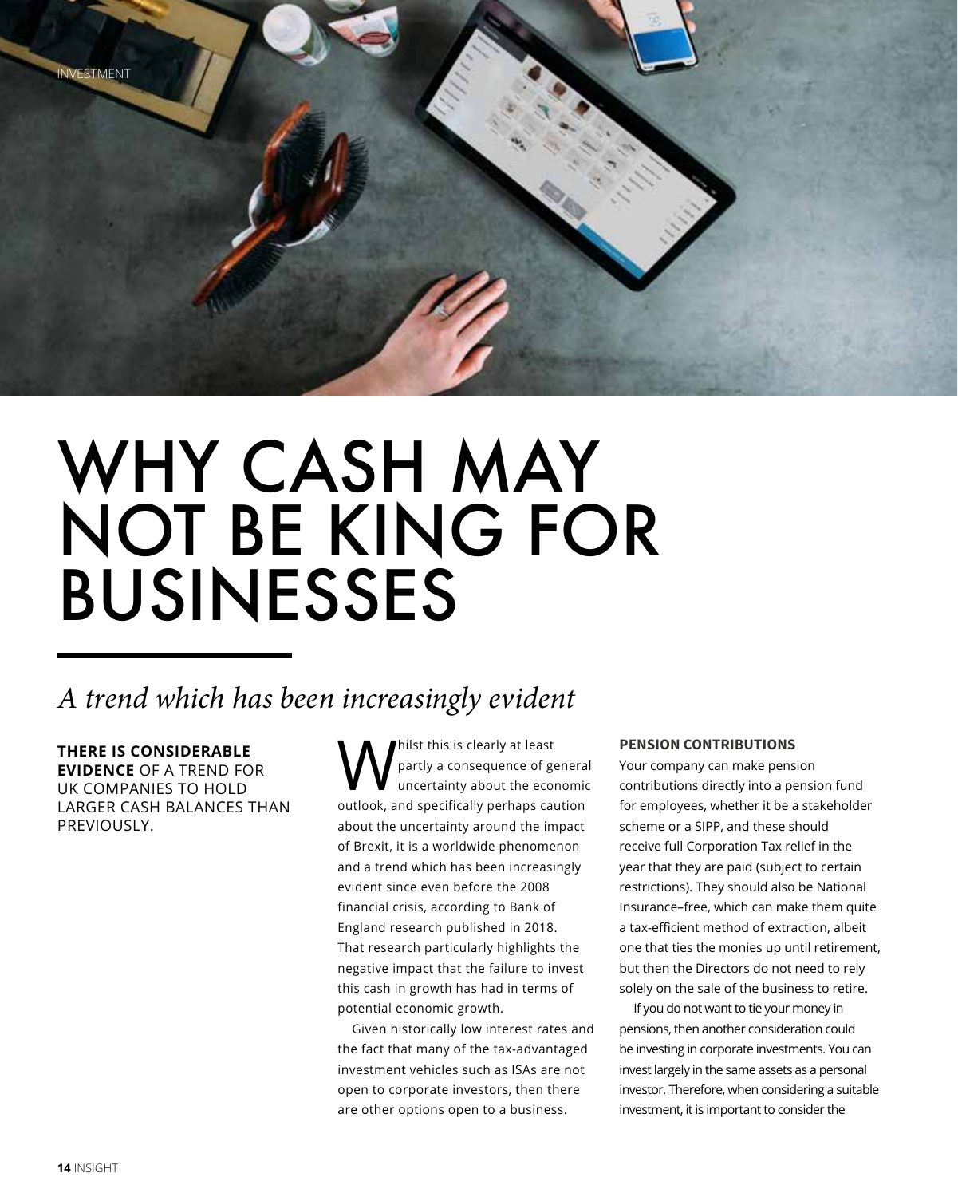# WHY CASH MAY NOT BE KING FOR BUSINESSES

## *A trend which has been increasingly evident*

**THERE IS CONSIDERABLE EVIDENCE** OF A TREND FOR UK COMPANIES TO HOLD LARGER CASH BALANCES THAN PREVIOUSLY.

Whilst this is clearly at least partly a consequence of general uncertainty about the economic outlook, and specifically perhaps caution about the uncertainty around the impact of Brexit, it is a worldwide phenomenon and a trend which has been increasingly evident since even before the 2008 financial crisis, according to Bank of England research published in 2018. That research particularly highlights the negative impact that the failure to invest this cash in growth has had in terms of potential economic growth.

Given historically low interest rates and the fact that many of the tax-advantaged investment vehicles such as ISAs are not open to corporate investors, then there are other options open to a business.

**PENSION CONTRIBUTIONS**

Your company can make pension contributions directly into a pension fund for employees, whether it be a stakeholder scheme or a SIPP, and these should receive full Corporation Tax relief in the year that they are paid (subject to certain restrictions). They should also be National Insurance–free, which can make them quite a tax-efficient method of extraction, albeit one that ties the monies up until retirement, but then the Directors do not need to rely solely on the sale of the business to retire.

If you do not want to tie your money in pensions, then another consideration could be investing in corporate investments. You can invest largely in the same assets as a personal investor. Therefore, when considering a suitable investment, it is important to consider the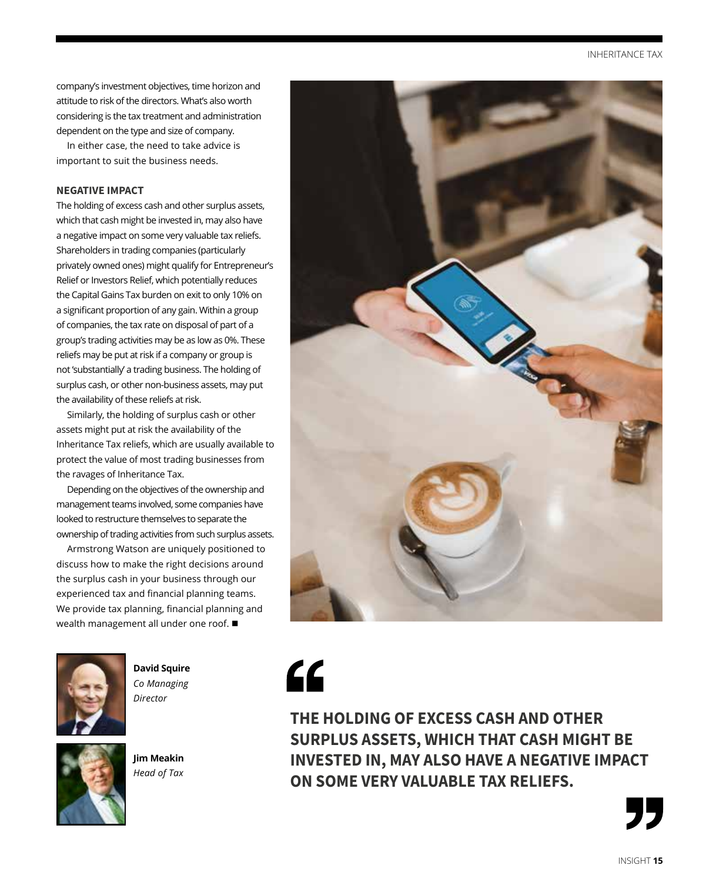company's investment objectives, time horizon and attitude to risk of the directors. What's also worth considering is the tax treatment and administration dependent on the type and size of company.

In either case, the need to take advice is important to suit the business needs.

### NEGATIVE IMPACT

The holding of excess cash and other surplus assets, which that cash might be invested in, may also have a negative impact on some very valuable tax reliefs. Shareholders in trading companies (particularly privately owned ones) might qualify for Entrepreneur's Relief or Investors Relief, which potentially reduces the Capital Gains Tax burden on exit to only 10% on a significant proportion of any gain. Within a group of companies, the tax rate on disposal of part of a group's trading activities may be as low as 0%. These reliefs may be put at risk if a company or group is not 'substantially' a trading business. The holding of surplus cash, or other non-business assets, may put the availability of these reliefs at risk.

Similarly, the holding of surplus cash or other assets might put at risk the availability of the Inheritance Tax reliefs, which are usually available to protect the value of most trading businesses from the ravages of Inheritance Tax.

Depending on the objectives of the ownership and management teams involved, some companies have looked to restructure themselves to separate the ownership of trading activities from such surplus assets.

Armstrong Watson are uniquely positioned to discuss how to make the right decisions around the surplus cash in your business through our experienced tax and financial planning teams. We provide tax planning, financial planning and wealth management all under one roof. ■

**David Squire**
*Co Managing Director*

**Jim Meakin**
*Head of Tax*

> **THE HOLDING OF EXCESS CASH AND OTHER SURPLUS ASSETS, WHICH THAT CASH MIGHT BE INVESTED IN, MAY ALSO HAVE A NEGATIVE IMPACT ON SOME VERY VALUABLE TAX RELIEFS.**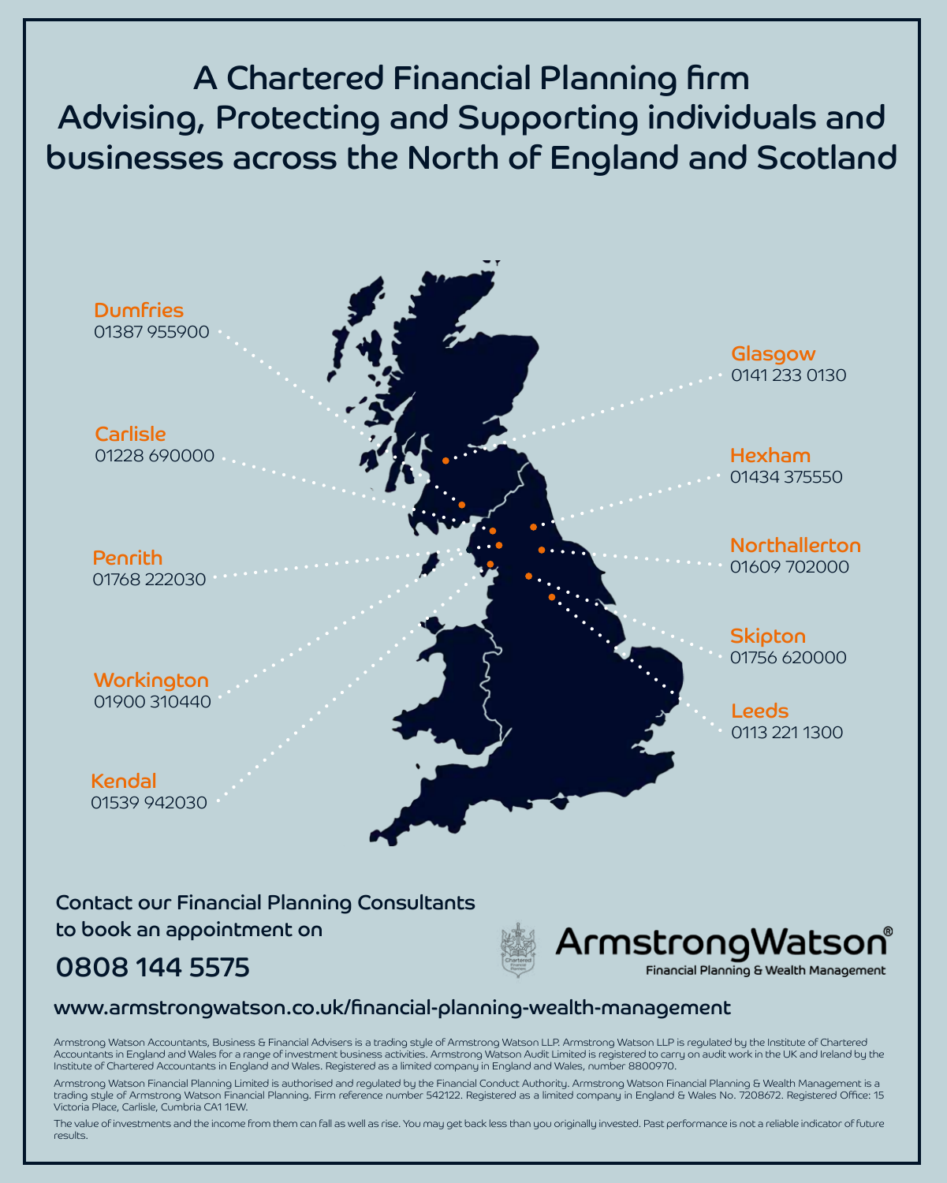# A Chartered Financial Planning firm Advising, Protecting and Supporting individuals and businesses across the North of England and Scotland

**Dumfries**
01387 955900

**Carlisle**
01228 690000

**Penrith**
01768 222030

**Workington**
01900 310440

**Kendal**
01539 942030

**Glasgow**
0141 233 0130

**Hexham**
01434 375550

**Northallerton**
01609 702000

**Skipton**
01756 620000

**Leeds**
0113 221 1300

## Contact our Financial Planning Consultants to book an appointment on

## 0808 144 5575

ArmstrongWatson®
Financial Planning & Wealth Management

**www.armstrongwatson.co.uk/financial-planning-wealth-management**

Armstrong Watson Accountants, Business & Financial Advisers is a trading style of Armstrong Watson LLP. Armstrong Watson LLP is regulated by the Institute of Chartered Accountants in England and Wales for a range of investment business activities. Armstrong Watson Audit Limited is registered to carry on audit work in the UK and Ireland by the Institute of Chartered Accountants in England and Wales. Registered as a limited company in England and Wales, number 8800970.

Armstrong Watson Financial Planning Limited is authorised and regulated by the Financial Conduct Authority. Armstrong Watson Financial Planning & Wealth Management is a trading style of Armstrong Watson Financial Planning. Firm reference number 542122. Registered as a limited company in England & Wales No. 7208672. Registered Office: 15 Victoria Place, Carlisle, Cumbria CA1 1EW.

The value of investments and the income from them can fall as well as rise. You may get back less than you originally invested. Past performance is not a reliable indicator of future results.